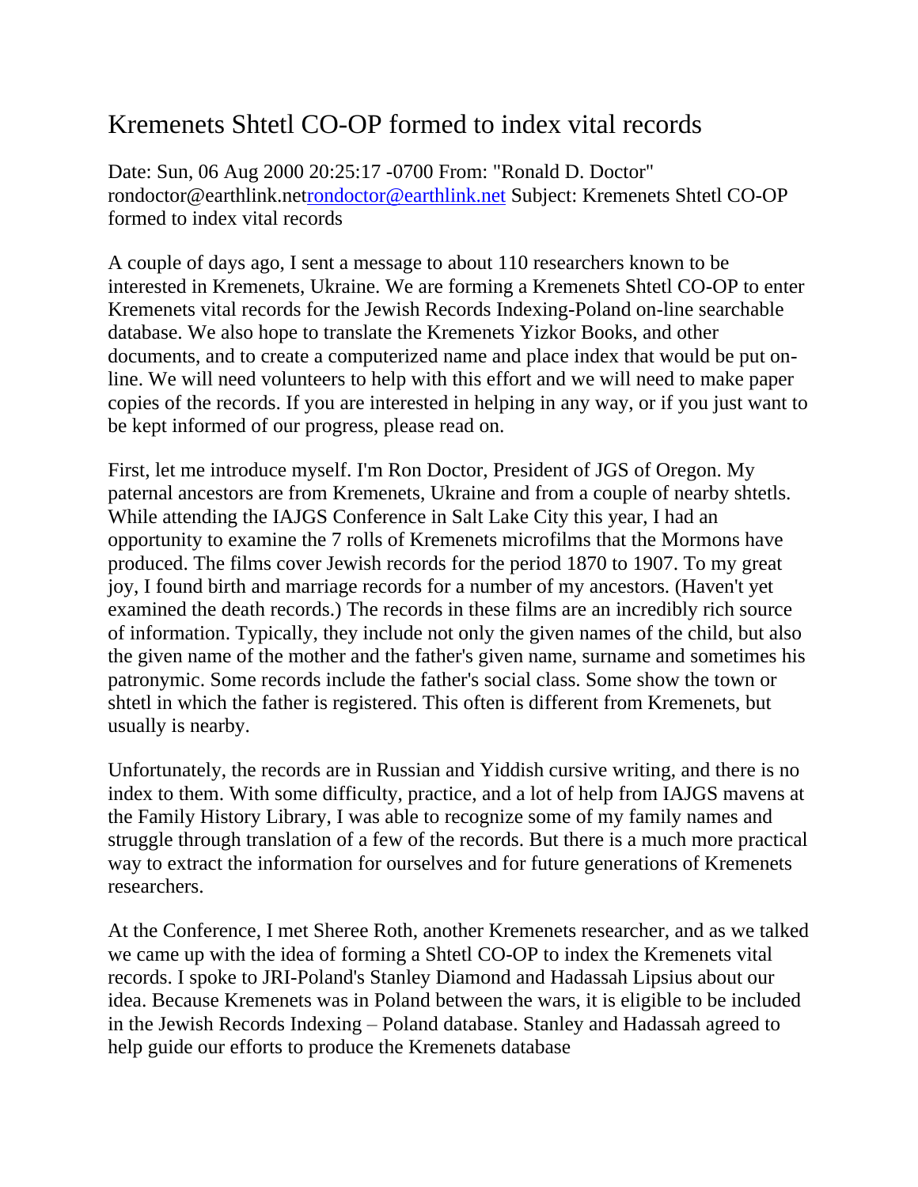# Kremenets Shtetl CO-OP formed to index vital records

Date: Sun, 06 Aug 2000 20:25:17 -0700 From: "Ronald D. Doctor" rondoctor@earthlink.netrondoctor@earthlink.net Subject: Kremenets Shtetl CO-OP formed to index vital records

A couple of days ago, I sent a message to about 110 researchers known to be interested in Kremenets, Ukraine. We are forming a Kremenets Shtetl CO-OP to enter Kremenets vital records for the Jewish Records Indexing-Poland on-line searchable database. We also hope to translate the Kremenets Yizkor Books, and other documents, and to create a computerized name and place index that would be put on-line. We will need volunteers to help with this effort and we will need to make paper copies of the records. If you are interested in helping in any way, or if you just want to be kept informed of our progress, please read on.

First, let me introduce myself. I'm Ron Doctor, President of JGS of Oregon. My paternal ancestors are from Kremenets, Ukraine and from a couple of nearby shtetls. While attending the IAJGS Conference in Salt Lake City this year, I had an opportunity to examine the 7 rolls of Kremenets microfilms that the Mormons have produced. The films cover Jewish records for the period 1870 to 1907. To my great joy, I found birth and marriage records for a number of my ancestors. (Haven't yet examined the death records.) The records in these films are an incredibly rich source of information. Typically, they include not only the given names of the child, but also the given name of the mother and the father's given name, surname and sometimes his patronymic. Some records include the father's social class. Some show the town or shtetl in which the father is registered. This often is different from Kremenets, but usually is nearby.

Unfortunately, the records are in Russian and Yiddish cursive writing, and there is no index to them. With some difficulty, practice, and a lot of help from IAJGS mavens at the Family History Library, I was able to recognize some of my family names and struggle through translation of a few of the records. But there is a much more practical way to extract the information for ourselves and for future generations of Kremenets researchers.

At the Conference, I met Sheree Roth, another Kremenets researcher, and as we talked we came up with the idea of forming a Shtetl CO-OP to index the Kremenets vital records. I spoke to JRI-Poland's Stanley Diamond and Hadassah Lipsius about our idea. Because Kremenets was in Poland between the wars, it is eligible to be included in the Jewish Records Indexing – Poland database. Stanley and Hadassah agreed to help guide our efforts to produce the Kremenets database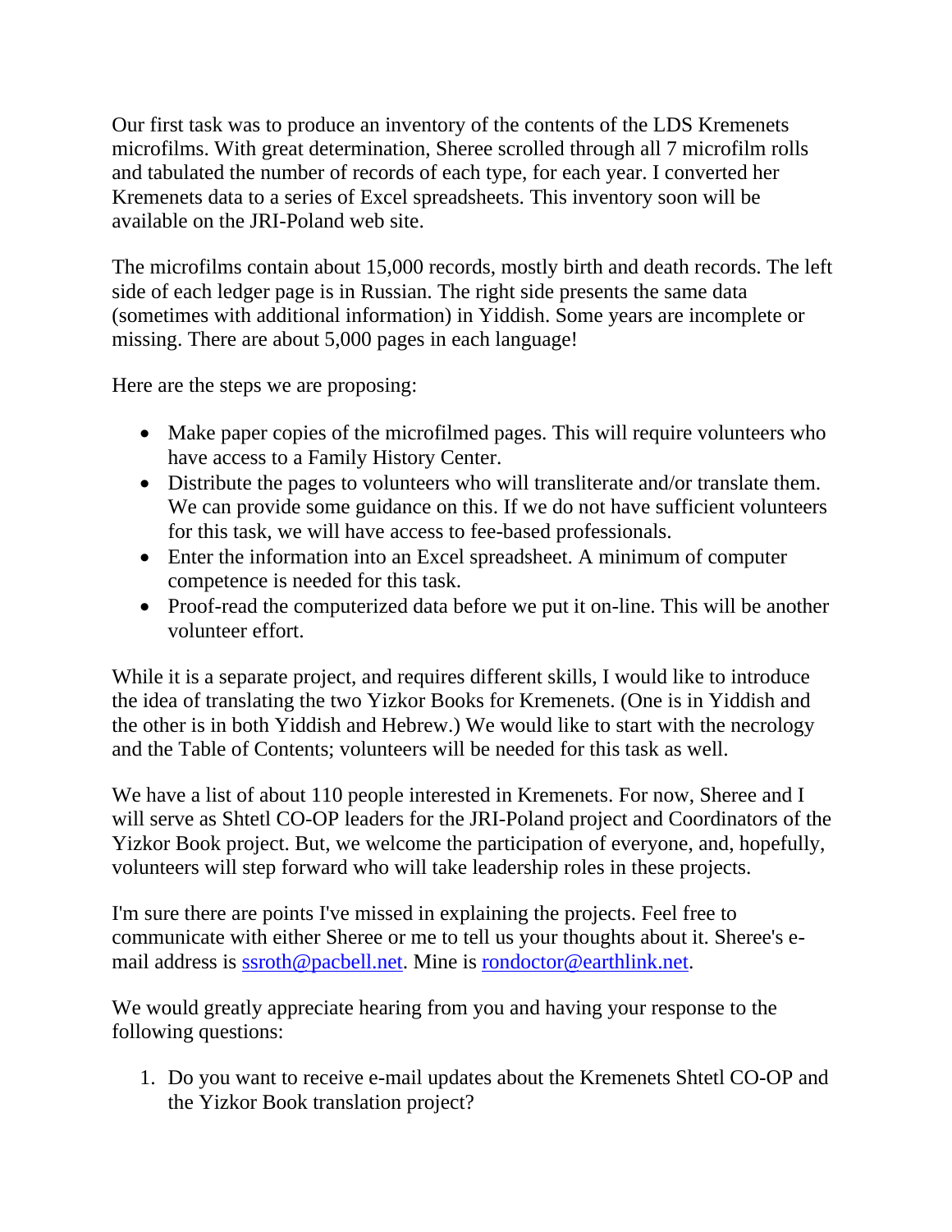Our first task was to produce an inventory of the contents of the LDS Kremenets microfilms. With great determination, Sheree scrolled through all 7 microfilm rolls and tabulated the number of records of each type, for each year. I converted her Kremenets data to a series of Excel spreadsheets. This inventory soon will be available on the JRI-Poland web site.

The microfilms contain about 15,000 records, mostly birth and death records. The left side of each ledger page is in Russian. The right side presents the same data (sometimes with additional information) in Yiddish. Some years are incomplete or missing. There are about 5,000 pages in each language!

Here are the steps we are proposing:

- Make paper copies of the microfilmed pages. This will require volunteers who have access to a Family History Center.
- Distribute the pages to volunteers who will transliterate and/or translate them. We can provide some guidance on this. If we do not have sufficient volunteers for this task, we will have access to fee-based professionals.
- Enter the information into an Excel spreadsheet. A minimum of computer competence is needed for this task.
- Proof-read the computerized data before we put it on-line. This will be another volunteer effort.

While it is a separate project, and requires different skills, I would like to introduce the idea of translating the two Yizkor Books for Kremenets. (One is in Yiddish and the other is in both Yiddish and Hebrew.) We would like to start with the necrology and the Table of Contents; volunteers will be needed for this task as well.

We have a list of about 110 people interested in Kremenets. For now, Sheree and I will serve as Shtetl CO-OP leaders for the JRI-Poland project and Coordinators of the Yizkor Book project. But, we welcome the participation of everyone, and, hopefully, volunteers will step forward who will take leadership roles in these projects.

I'm sure there are points I've missed in explaining the projects. Feel free to communicate with either Sheree or me to tell us your thoughts about it. Sheree's e-mail address is ssroth@pacbell.net. Mine is rondoctor@earthlink.net.

We would greatly appreciate hearing from you and having your response to the following questions:

1. Do you want to receive e-mail updates about the Kremenets Shtetl CO-OP and the Yizkor Book translation project?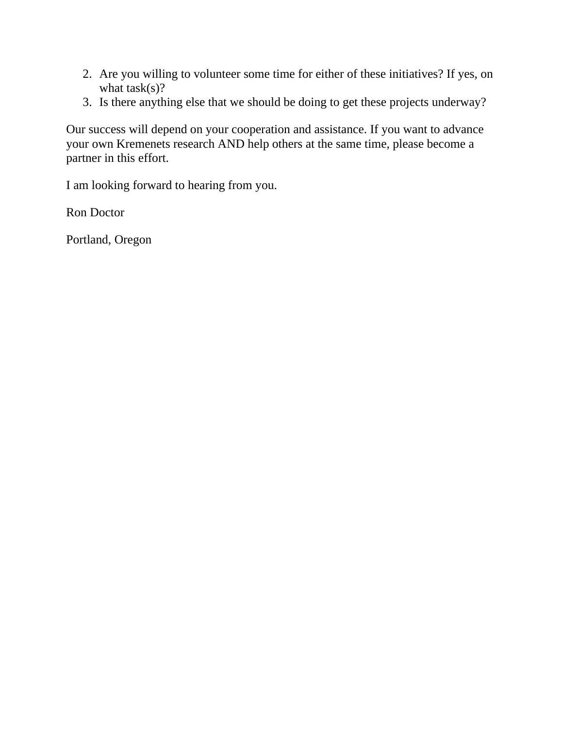2. Are you willing to volunteer some time for either of these initiatives? If yes, on what task(s)?
3. Is there anything else that we should be doing to get these projects underway?

Our success will depend on your cooperation and assistance. If you want to advance your own Kremenets research AND help others at the same time, please become a partner in this effort.

I am looking forward to hearing from you.

Ron Doctor

Portland, Oregon